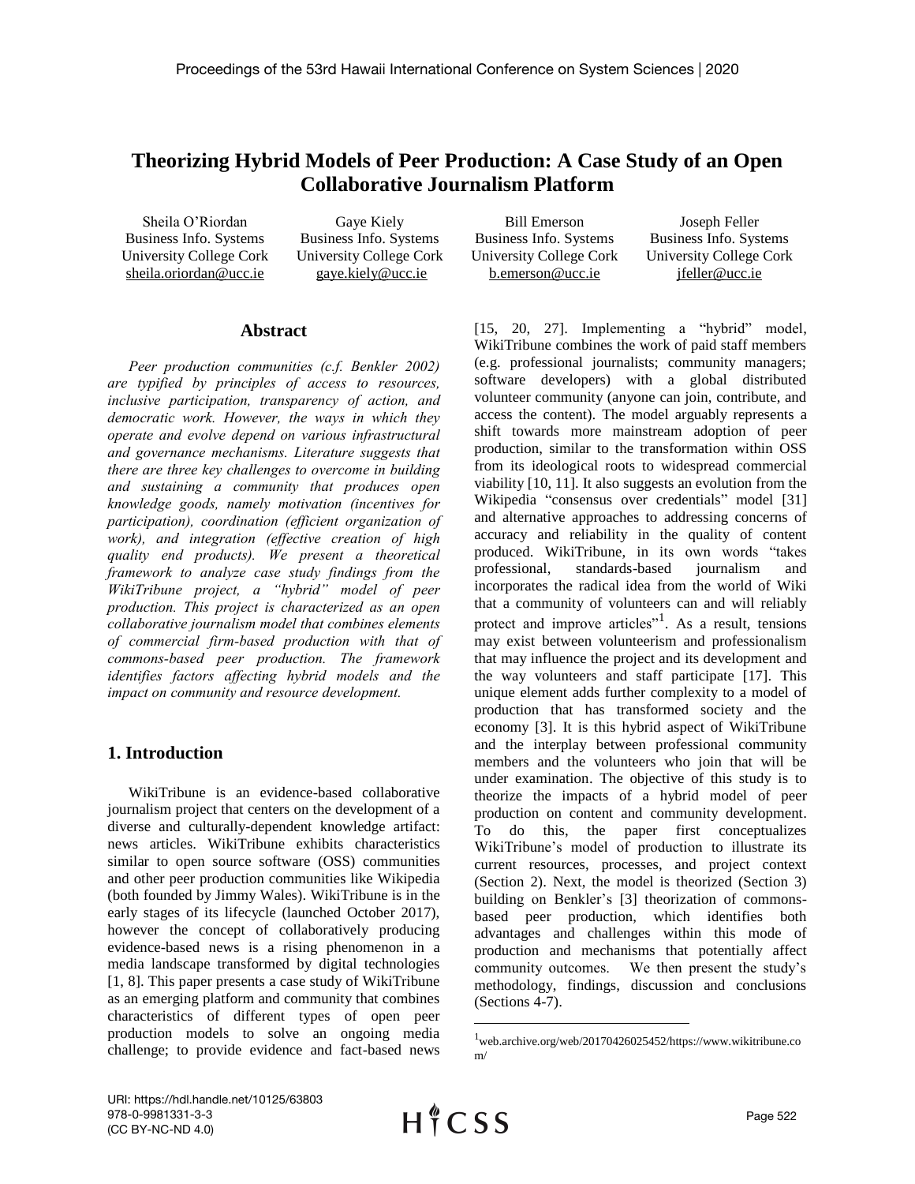# Theorizing Hybrid Models of Peer Production: A Case Study of an Open Collaborative Journalism Platform

Sheila O'Riordan
Business Info. Systems
University College Cork
sheila.oriordan@ucc.ie

Gaye Kiely
Business Info. Systems
University College Cork
gaye.kiely@ucc.ie

Bill Emerson
Business Info. Systems
University College Cork
b.emerson@ucc.ie

Joseph Feller
Business Info. Systems
University College Cork
jfeller@ucc.ie

## Abstract

*Peer production communities (c.f. Benkler 2002) are typified by principles of access to resources, inclusive participation, transparency of action, and democratic work. However, the ways in which they operate and evolve depend on various infrastructural and governance mechanisms. Literature suggests that there are three key challenges to overcome in building and sustaining a community that produces open knowledge goods, namely motivation (incentives for participation), coordination (efficient organization of work), and integration (effective creation of high quality end products). We present a theoretical framework to analyze case study findings from the WikiTribune project, a "hybrid" model of peer production. This project is characterized as an open collaborative journalism model that combines elements of commercial firm-based production with that of commons-based peer production. The framework identifies factors affecting hybrid models and the impact on community and resource development.*

## 1. Introduction

WikiTribune is an evidence-based collaborative journalism project that centers on the development of a diverse and culturally-dependent knowledge artifact: news articles. WikiTribune exhibits characteristics similar to open source software (OSS) communities and other peer production communities like Wikipedia (both founded by Jimmy Wales). WikiTribune is in the early stages of its lifecycle (launched October 2017), however the concept of collaboratively producing evidence-based news is a rising phenomenon in a media landscape transformed by digital technologies [1, 8]. This paper presents a case study of WikiTribune as an emerging platform and community that combines characteristics of different types of open peer production models to solve an ongoing media challenge; to provide evidence and fact-based news [15, 20, 27]. Implementing a "hybrid" model, WikiTribune combines the work of paid staff members (e.g. professional journalists; community managers; software developers) with a global distributed volunteer community (anyone can join, contribute, and access the content). The model arguably represents a shift towards more mainstream adoption of peer production, similar to the transformation within OSS from its ideological roots to widespread commercial viability [10, 11]. It also suggests an evolution from the Wikipedia "consensus over credentials" model [31] and alternative approaches to addressing concerns of accuracy and reliability in the quality of content produced. WikiTribune, in its own words "takes professional, standards-based journalism and incorporates the radical idea from the world of Wiki that a community of volunteers can and will reliably protect and improve articles"[1]. As a result, tensions may exist between volunteerism and professionalism that may influence the project and its development and the way volunteers and staff participate [17]. This unique element adds further complexity to a model of production that has transformed society and the economy [3]. It is this hybrid aspect of WikiTribune and the interplay between professional community members and the volunteers who join that will be under examination. The objective of this study is to theorize the impacts of a hybrid model of peer production on content and community development. To do this, the paper first conceptualizes WikiTribune's model of production to illustrate its current resources, processes, and project context (Section 2). Next, the model is theorized (Section 3) building on Benkler's [3] theorization of commons-based peer production, which identifies both advantages and challenges within this mode of production and mechanisms that potentially affect community outcomes. We then present the study's methodology, findings, discussion and conclusions (Sections 4-7).

[1] web.archive.org/web/20170426025452/https://www.wikitribune.com/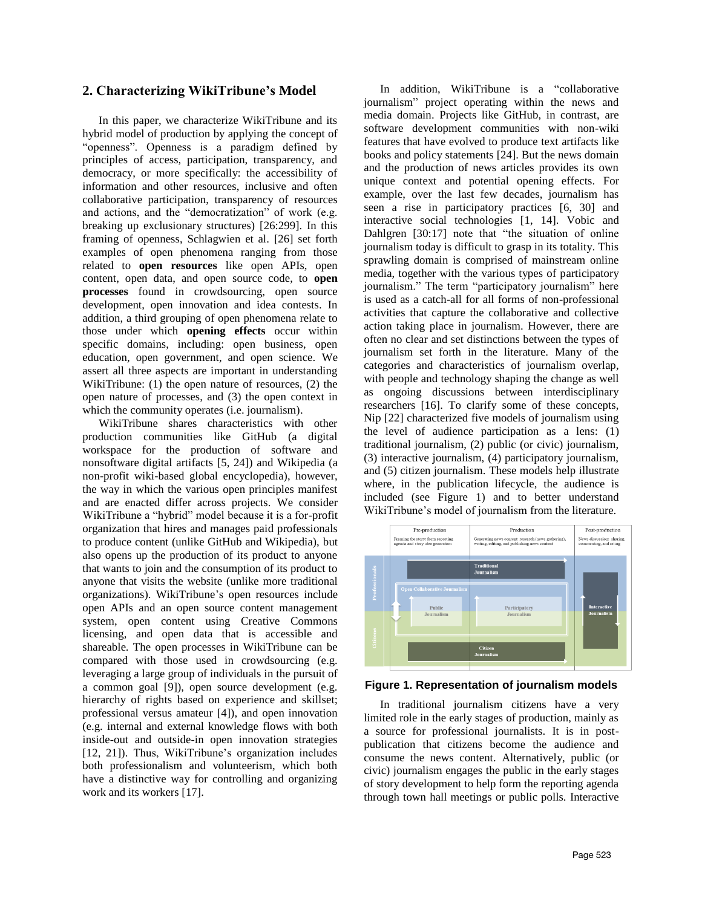## 2. Characterizing WikiTribune's Model

In this paper, we characterize WikiTribune and its hybrid model of production by applying the concept of "openness". Openness is a paradigm defined by principles of access, participation, transparency, and democracy, or more specifically: the accessibility of information and other resources, inclusive and often collaborative participation, transparency of resources and actions, and the "democratization" of work (e.g. breaking up exclusionary structures) [26:299]. In this framing of openness, Schlagwien et al. [26] set forth examples of open phenomena ranging from those related to **open resources** like open APIs, open content, open data, and open source code, to **open processes** found in crowdsourcing, open source development, open innovation and idea contests. In addition, a third grouping of open phenomena relate to those under which **opening effects** occur within specific domains, including: open business, open education, open government, and open science. We assert all three aspects are important in understanding WikiTribune: (1) the open nature of resources, (2) the open nature of processes, and (3) the open context in which the community operates (i.e. journalism).

WikiTribune shares characteristics with other production communities like GitHub (a digital workspace for the production of software and nonsoftware digital artifacts [5, 24]) and Wikipedia (a non-profit wiki-based global encyclopedia), however, the way in which the various open principles manifest and are enacted differ across projects. We consider WikiTribune a "hybrid" model because it is a for-profit organization that hires and manages paid professionals to produce content (unlike GitHub and Wikipedia), but also opens up the production of its product to anyone that wants to join and the consumption of its product to anyone that visits the website (unlike more traditional organizations). WikiTribune's open resources include open APIs and an open source content management system, open content using Creative Commons licensing, and open data that is accessible and shareable. The open processes in WikiTribune can be compared with those used in crowdsourcing (e.g. leveraging a large group of individuals in the pursuit of a common goal [9]), open source development (e.g. hierarchy of rights based on experience and skillset; professional versus amateur [4]), and open innovation (e.g. internal and external knowledge flows with both inside-out and outside-in open innovation strategies [12, 21]). Thus, WikiTribune's organization includes both professionalism and volunteerism, which both have a distinctive way for controlling and organizing work and its workers [17].

In addition, WikiTribune is a "collaborative journalism" project operating within the news and media domain. Projects like GitHub, in contrast, are software development communities with non-wiki features that have evolved to produce text artifacts like books and policy statements [24]. But the news domain and the production of news articles provides its own unique context and potential opening effects. For example, over the last few decades, journalism has seen a rise in participatory practices [6, 30] and interactive social technologies [1, 14]. Vobic and Dahlgren [30:17] note that "the situation of online journalism today is difficult to grasp in its totality. This sprawling domain is comprised of mainstream online media, together with the various types of participatory journalism." The term "participatory journalism" here is used as a catch-all for all forms of non-professional activities that capture the collaborative and collective action taking place in journalism. However, there are often no clear and set distinctions between the types of journalism set forth in the literature. Many of the categories and characteristics of journalism overlap, with people and technology shaping the change as well as ongoing discussions between interdisciplinary researchers [16]. To clarify some of these concepts, Nip [22] characterized five models of journalism using the level of audience participation as a lens: (1) traditional journalism, (2) public (or civic) journalism, (3) interactive journalism, (4) participatory journalism, and (5) citizen journalism. These models help illustrate where, in the publication lifecycle, the audience is included (see Figure 1) and to better understand WikiTribune's model of journalism from the literature.

**Figure 1. Representation of journalism models**

In traditional journalism citizens have a very limited role in the early stages of production, mainly as a source for professional journalists. It is in post-publication that citizens become the audience and consume the news content. Alternatively, public (or civic) journalism engages the public in the early stages of story development to help form the reporting agenda through town hall meetings or public polls. Interactive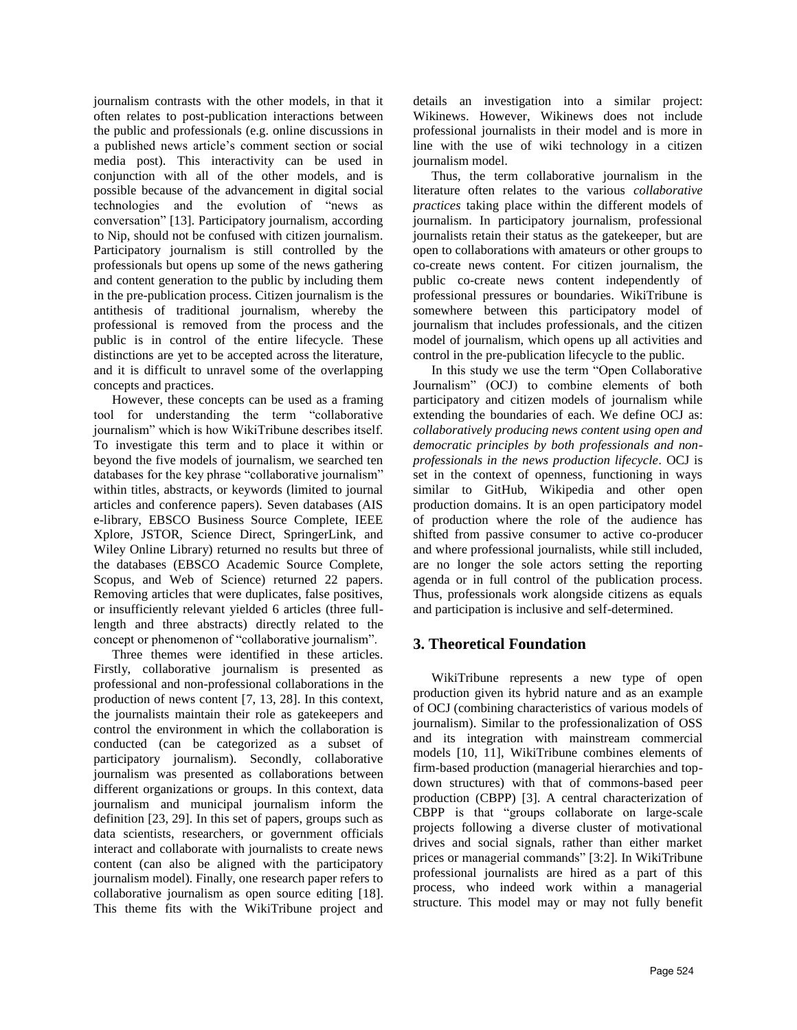journalism contrasts with the other models, in that it often relates to post-publication interactions between the public and professionals (e.g. online discussions in a published news article's comment section or social media post). This interactivity can be used in conjunction with all of the other models, and is possible because of the advancement in digital social technologies and the evolution of "news as conversation" [13]. Participatory journalism, according to Nip, should not be confused with citizen journalism. Participatory journalism is still controlled by the professionals but opens up some of the news gathering and content generation to the public by including them in the pre-publication process. Citizen journalism is the antithesis of traditional journalism, whereby the professional is removed from the process and the public is in control of the entire lifecycle. These distinctions are yet to be accepted across the literature, and it is difficult to unravel some of the overlapping concepts and practices.

However, these concepts can be used as a framing tool for understanding the term "collaborative journalism" which is how WikiTribune describes itself. To investigate this term and to place it within or beyond the five models of journalism, we searched ten databases for the key phrase "collaborative journalism" within titles, abstracts, or keywords (limited to journal articles and conference papers). Seven databases (AIS e-library, EBSCO Business Source Complete, IEEE Xplore, JSTOR, Science Direct, SpringerLink, and Wiley Online Library) returned no results but three of the databases (EBSCO Academic Source Complete, Scopus, and Web of Science) returned 22 papers. Removing articles that were duplicates, false positives, or insufficiently relevant yielded 6 articles (three full-length and three abstracts) directly related to the concept or phenomenon of "collaborative journalism".

Three themes were identified in these articles. Firstly, collaborative journalism is presented as professional and non-professional collaborations in the production of news content [7, 13, 28]. In this context, the journalists maintain their role as gatekeepers and control the environment in which the collaboration is conducted (can be categorized as a subset of participatory journalism). Secondly, collaborative journalism was presented as collaborations between different organizations or groups. In this context, data journalism and municipal journalism inform the definition [23, 29]. In this set of papers, groups such as data scientists, researchers, or government officials interact and collaborate with journalists to create news content (can also be aligned with the participatory journalism model). Finally, one research paper refers to collaborative journalism as open source editing [18]. This theme fits with the WikiTribune project and details an investigation into a similar project: Wikinews. However, Wikinews does not include professional journalists in their model and is more in line with the use of wiki technology in a citizen journalism model.

Thus, the term collaborative journalism in the literature often relates to the various *collaborative practices* taking place within the different models of journalism. In participatory journalism, professional journalists retain their status as the gatekeeper, but are open to collaborations with amateurs or other groups to co-create news content. For citizen journalism, the public co-create news content independently of professional pressures or boundaries. WikiTribune is somewhere between this participatory model of journalism that includes professionals, and the citizen model of journalism, which opens up all activities and control in the pre-publication lifecycle to the public.

In this study we use the term "Open Collaborative Journalism" (OCJ) to combine elements of both participatory and citizen models of journalism while extending the boundaries of each. We define OCJ as: *collaboratively producing news content using open and democratic principles by both professionals and non-professionals in the news production lifecycle*. OCJ is set in the context of openness, functioning in ways similar to GitHub, Wikipedia and other open production domains. It is an open participatory model of production where the role of the audience has shifted from passive consumer to active co-producer and where professional journalists, while still included, are no longer the sole actors setting the reporting agenda or in full control of the publication process. Thus, professionals work alongside citizens as equals and participation is inclusive and self-determined.

## 3. Theoretical Foundation

WikiTribune represents a new type of open production given its hybrid nature and as an example of OCJ (combining characteristics of various models of journalism). Similar to the professionalization of OSS and its integration with mainstream commercial models [10, 11], WikiTribune combines elements of firm-based production (managerial hierarchies and top-down structures) with that of commons-based peer production (CBPP) [3]. A central characterization of CBPP is that "groups collaborate on large-scale projects following a diverse cluster of motivational drives and social signals, rather than either market prices or managerial commands" [3:2]. In WikiTribune professional journalists are hired as a part of this process, who indeed work within a managerial structure. This model may or may not fully benefit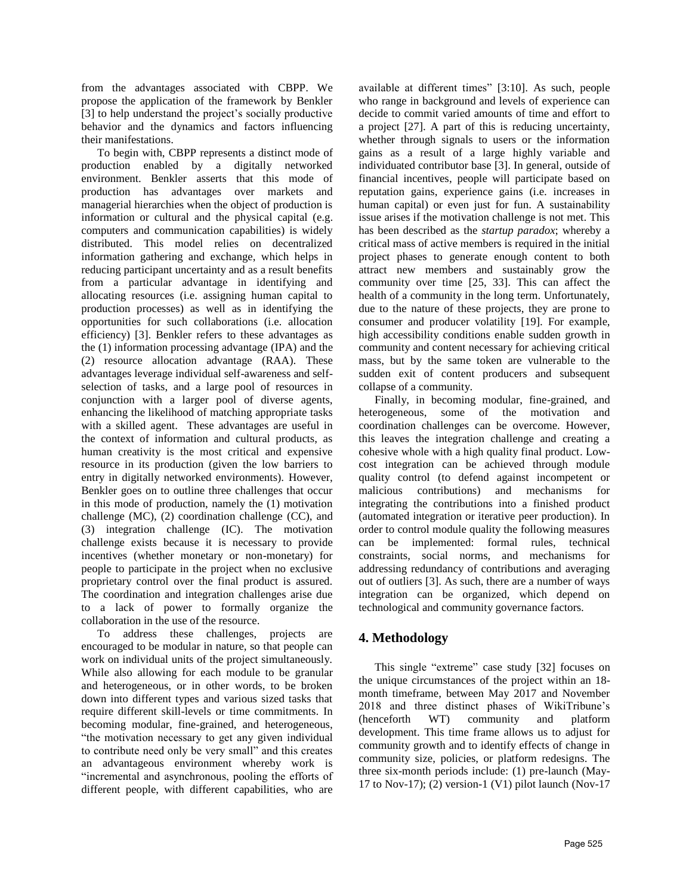from the advantages associated with CBPP. We propose the application of the framework by Benkler [3] to help understand the project's socially productive behavior and the dynamics and factors influencing their manifestations.

To begin with, CBPP represents a distinct mode of production enabled by a digitally networked environment. Benkler asserts that this mode of production has advantages over markets and managerial hierarchies when the object of production is information or cultural and the physical capital (e.g. computers and communication capabilities) is widely distributed. This model relies on decentralized information gathering and exchange, which helps in reducing participant uncertainty and as a result benefits from a particular advantage in identifying and allocating resources (i.e. assigning human capital to production processes) as well as in identifying the opportunities for such collaborations (i.e. allocation efficiency) [3]. Benkler refers to these advantages as the (1) information processing advantage (IPA) and the (2) resource allocation advantage (RAA). These advantages leverage individual self-awareness and self-selection of tasks, and a large pool of resources in conjunction with a larger pool of diverse agents, enhancing the likelihood of matching appropriate tasks with a skilled agent. These advantages are useful in the context of information and cultural products, as human creativity is the most critical and expensive resource in its production (given the low barriers to entry in digitally networked environments). However, Benkler goes on to outline three challenges that occur in this mode of production, namely the (1) motivation challenge (MC), (2) coordination challenge (CC), and (3) integration challenge (IC). The motivation challenge exists because it is necessary to provide incentives (whether monetary or non-monetary) for people to participate in the project when no exclusive proprietary control over the final product is assured. The coordination and integration challenges arise due to a lack of power to formally organize the collaboration in the use of the resource.

To address these challenges, projects are encouraged to be modular in nature, so that people can work on individual units of the project simultaneously. While also allowing for each module to be granular and heterogeneous, or in other words, to be broken down into different types and various sized tasks that require different skill-levels or time commitments. In becoming modular, fine-grained, and heterogeneous, "the motivation necessary to get any given individual to contribute need only be very small" and this creates an advantageous environment whereby work is "incremental and asynchronous, pooling the efforts of different people, with different capabilities, who are available at different times" [3:10]. As such, people who range in background and levels of experience can decide to commit varied amounts of time and effort to a project [27]. A part of this is reducing uncertainty, whether through signals to users or the information gains as a result of a large highly variable and individuated contributor base [3]. In general, outside of financial incentives, people will participate based on reputation gains, experience gains (i.e. increases in human capital) or even just for fun. A sustainability issue arises if the motivation challenge is not met. This has been described as the *startup paradox*; whereby a critical mass of active members is required in the initial project phases to generate enough content to both attract new members and sustainably grow the community over time [25, 33]. This can affect the health of a community in the long term. Unfortunately, due to the nature of these projects, they are prone to consumer and producer volatility [19]. For example, high accessibility conditions enable sudden growth in community and content necessary for achieving critical mass, but by the same token are vulnerable to the sudden exit of content producers and subsequent collapse of a community.

Finally, in becoming modular, fine-grained, and heterogeneous, some of the motivation and coordination challenges can be overcome. However, this leaves the integration challenge and creating a cohesive whole with a high quality final product. Low-cost integration can be achieved through module quality control (to defend against incompetent or malicious contributions) and mechanisms for integrating the contributions into a finished product (automated integration or iterative peer production). In order to control module quality the following measures can be implemented: formal rules, technical constraints, social norms, and mechanisms for addressing redundancy of contributions and averaging out of outliers [3]. As such, there are a number of ways integration can be organized, which depend on technological and community governance factors.

## 4. Methodology

This single "extreme" case study [32] focuses on the unique circumstances of the project within an 18-month timeframe, between May 2017 and November 2018 and three distinct phases of WikiTribune's (henceforth WT) community and platform development. This time frame allows us to adjust for community growth and to identify effects of change in community size, policies, or platform redesigns. The three six-month periods include: (1) pre-launch (May-17 to Nov-17); (2) version-1 (V1) pilot launch (Nov-17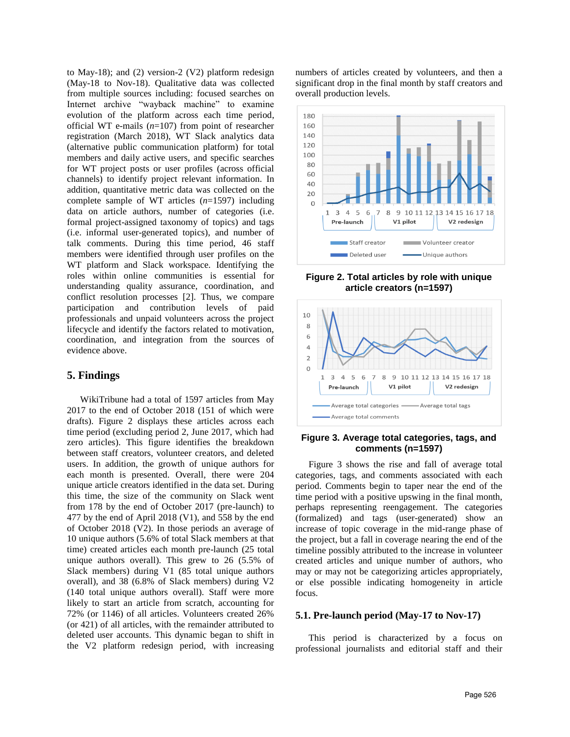to May-18); and (2) version-2 (V2) platform redesign (May-18 to Nov-18). Qualitative data was collected from multiple sources including: focused searches on Internet archive "wayback machine" to examine evolution of the platform across each time period, official WT e-mails ($n$=107) from point of researcher registration (March 2018), WT Slack analytics data (alternative public communication platform) for total members and daily active users, and specific searches for WT project posts or user profiles (across official channels) to identify project relevant information. In addition, quantitative metric data was collected on the complete sample of WT articles ($n$=1597) including data on article authors, number of categories (i.e. formal project-assigned taxonomy of topics) and tags (i.e. informal user-generated topics), and number of talk comments. During this time period, 46 staff members were identified through user profiles on the WT platform and Slack workspace. Identifying the roles within online communities is essential for understanding quality assurance, coordination, and conflict resolution processes [2]. Thus, we compare participation and contribution levels of paid professionals and unpaid volunteers across the project lifecycle and identify the factors related to motivation, coordination, and integration from the sources of evidence above.

## 5. Findings

WikiTribune had a total of 1597 articles from May 2017 to the end of October 2018 (151 of which were drafts). Figure 2 displays these articles across each time period (excluding period 2, June 2017, which had zero articles). This figure identifies the breakdown between staff creators, volunteer creators, and deleted users. In addition, the growth of unique authors for each month is presented. Overall, there were 204 unique article creators identified in the data set. During this time, the size of the community on Slack went from 178 by the end of October 2017 (pre-launch) to 477 by the end of April 2018 (V1), and 558 by the end of October 2018 (V2). In those periods an average of 10 unique authors (5.6% of total Slack members at that time) created articles each month pre-launch (25 total unique authors overall). This grew to 26 (5.5% of Slack members) during V1 (85 total unique authors overall), and 38 (6.8% of Slack members) during V2 (140 total unique authors overall). Staff were more likely to start an article from scratch, accounting for 72% (or 1146) of all articles. Volunteers created 26% (or 421) of all articles, with the remainder attributed to deleted user accounts. This dynamic began to shift in the V2 platform redesign period, with increasing numbers of articles created by volunteers, and then a significant drop in the final month by staff creators and overall production levels.

**Figure 2. Total articles by role with unique article creators (n=1597)**

**Figure 3. Average total categories, tags, and comments (n=1597)**

Figure 3 shows the rise and fall of average total categories, tags, and comments associated with each period. Comments begin to taper near the end of the time period with a positive upswing in the final month, perhaps representing reengagement. The categories (formalized) and tags (user-generated) show an increase of topic coverage in the mid-range phase of the project, but a fall in coverage nearing the end of the timeline possibly attributed to the increase in volunteer created articles and unique number of authors, who may or may not be categorizing articles appropriately, or else possible indicating homogeneity in article focus.

### 5.1. Pre-launch period (May-17 to Nov-17)

This period is characterized by a focus on professional journalists and editorial staff and their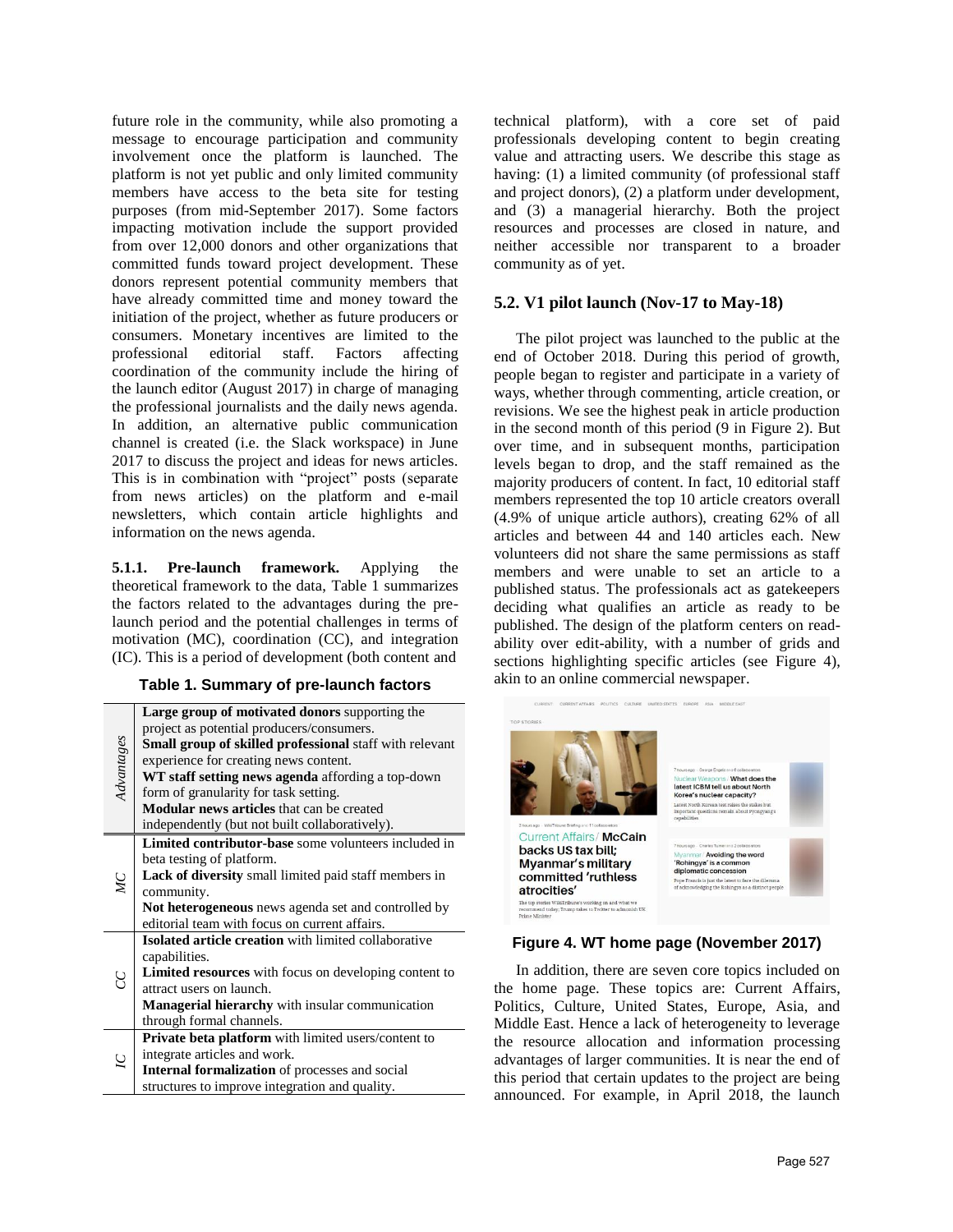future role in the community, while also promoting a message to encourage participation and community involvement once the platform is launched. The platform is not yet public and only limited community members have access to the beta site for testing purposes (from mid-September 2017). Some factors impacting motivation include the support provided from over 12,000 donors and other organizations that committed funds toward project development. These donors represent potential community members that have already committed time and money toward the initiation of the project, whether as future producers or consumers. Monetary incentives are limited to the professional editorial staff. Factors affecting coordination of the community include the hiring of the launch editor (August 2017) in charge of managing the professional journalists and the daily news agenda. In addition, an alternative public communication channel is created (i.e. the Slack workspace) in June 2017 to discuss the project and ideas for news articles. This is in combination with "project" posts (separate from news articles) on the platform and e-mail newsletters, which contain article highlights and information on the news agenda.

**5.1.1. Pre-launch framework.** Applying the theoretical framework to the data, Table 1 summarizes the factors related to the advantages during the pre-launch period and the potential challenges in terms of motivation (MC), coordination (CC), and integration (IC). This is a period of development (both content and technical platform), with a core set of paid professionals developing content to begin creating value and attracting users. We describe this stage as having: (1) a limited community (of professional staff and project donors), (2) a platform under development, and (3) a managerial hierarchy. Both the project resources and processes are closed in nature, and neither accessible nor transparent to a broader community as of yet.

**Table 1. Summary of pre-launch factors**

| | |
|---|---|
| *Advantages* | **Large group of motivated donors** supporting the project as potential producers/consumers.<br>**Small group of skilled professional** staff with relevant experience for creating news content.<br>**WT staff setting news agenda** affording a top-down form of granularity for task setting.<br>**Modular news articles** that can be created independently (but not built collaboratively). |
| *MC* | **Limited contributor-base** some volunteers included in beta testing of platform.<br>**Lack of diversity** small limited paid staff members in community.<br>**Not heterogeneous** news agenda set and controlled by editorial team with focus on current affairs. |
| *CC* | **Isolated article creation** with limited collaborative capabilities.<br>**Limited resources** with focus on developing content to attract users on launch.<br>**Managerial hierarchy** with insular communication through formal channels. |
| *IC* | **Private beta platform** with limited users/content to integrate articles and work.<br>**Internal formalization** of processes and social structures to improve integration and quality. |

## 5.2. V1 pilot launch (Nov-17 to May-18)

The pilot project was launched to the public at the end of October 2018. During this period of growth, people began to register and participate in a variety of ways, whether through commenting, article creation, or revisions. We see the highest peak in article production in the second month of this period (9 in Figure 2). But over time, and in subsequent months, participation levels began to drop, and the staff remained as the majority producers of content. In fact, 10 editorial staff members represented the top 10 article creators overall (4.9% of unique article authors), creating 62% of all articles and between 44 and 140 articles each. New volunteers did not share the same permissions as staff members and were unable to set an article to a published status. The professionals act as gatekeepers deciding what qualifies an article as ready to be published. The design of the platform centers on read-ability over edit-ability, with a number of grids and sections highlighting specific articles (see Figure 4), akin to an online commercial newspaper.

**Figure 4. WT home page (November 2017)**

In addition, there are seven core topics included on the home page. These topics are: Current Affairs, Politics, Culture, United States, Europe, Asia, and Middle East. Hence a lack of heterogeneity to leverage the resource allocation and information processing advantages of larger communities. It is near the end of this period that certain updates to the project are being announced. For example, in April 2018, the launch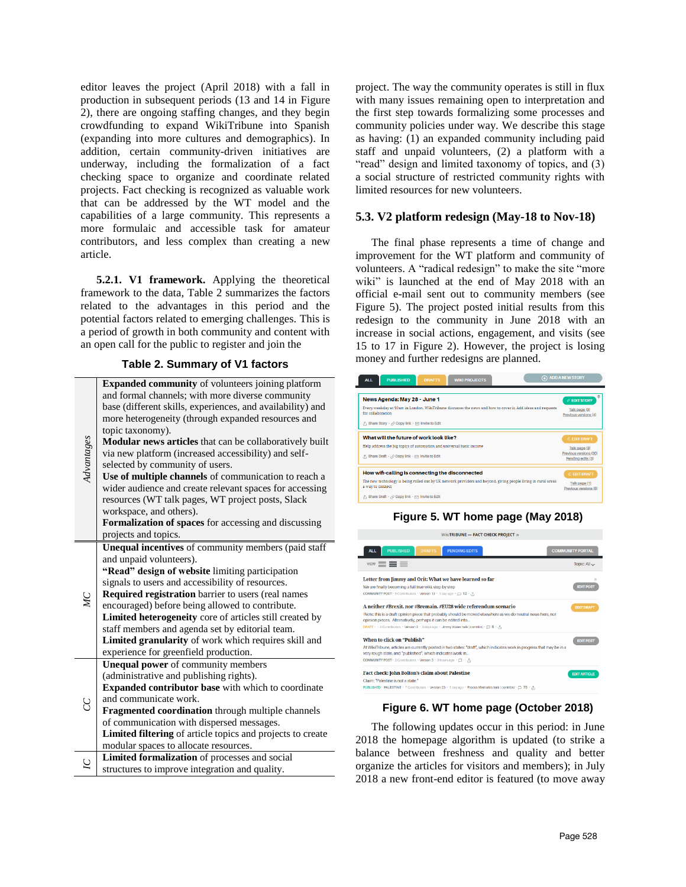editor leaves the project (April 2018) with a fall in production in subsequent periods (13 and 14 in Figure 2), there are ongoing staffing changes, and they begin crowdfunding to expand WikiTribune into Spanish (expanding into more cultures and demographics). In addition, certain community-driven initiatives are underway, including the formalization of a fact checking space to organize and coordinate related projects. Fact checking is recognized as valuable work that can be addressed by the WT model and the capabilities of a large community. This represents a more formulaic and accessible task for amateur contributors, and less complex than creating a new article.

**5.2.1. V1 framework.** Applying the theoretical framework to the data, Table 2 summarizes the factors related to the advantages in this period and the potential factors related to emerging challenges. This is a period of growth in both community and content with an open call for the public to register and join the

**Table 2. Summary of V1 factors**

| | |
|---|---|
| *Advantages* | **Expanded community** of volunteers joining platform and formal channels; with more diverse community base (different skills, experiences, and availability) and more heterogeneity (through expanded resources and topic taxonomy). **Modular news articles** that can be collaboratively built via new platform (increased accessibility) and self-selected by community of users. **Use of multiple channels** of communication to reach a wider audience and create relevant spaces for accessing resources (WT talk pages, WT project posts, Slack workspace, and others). **Formalization of spaces** for accessing and discussing projects and topics. |
| *MC* | **Unequal incentives** of community members (paid staff and unpaid volunteers). **"Read" design of website** limiting participation signals to users and accessibility of resources. **Required registration** barrier to users (real names encouraged) before being allowed to contribute. **Limited heterogeneity** core of articles still created by staff members and agenda set by editorial team. **Limited granularity** of work which requires skill and experience for greenfield production. |
| *CC* | **Unequal power** of community members (administrative and publishing rights). **Expanded contributor base** with which to coordinate and communicate work. **Fragmented coordination** through multiple channels of communication with dispersed messages. **Limited filtering** of article topics and projects to create modular spaces to allocate resources. |
| *IC* | **Limited formalization** of processes and social structures to improve integration and quality. |

project. The way the community operates is still in flux with many issues remaining open to interpretation and the first step towards formalizing some processes and community policies under way. We describe this stage as having: (1) an expanded community including paid staff and unpaid volunteers, (2) a platform with a "read" design and limited taxonomy of topics, and (3) a social structure of restricted community rights with limited resources for new volunteers.

### 5.3. V2 platform redesign (May-18 to Nov-18)

The final phase represents a time of change and improvement for the WT platform and community of volunteers. A "radical redesign" to make the site "more wiki" is launched at the end of May 2018 with an official e-mail sent out to community members (see Figure 5). The project posted initial results from this redesign to the community in June 2018 with an increase in social actions, engagement, and visits (see 15 to 17 in Figure 2). However, the project is losing money and further redesigns are planned.

**Figure 5. WT home page (May 2018)**

**Figure 6. WT home page (October 2018)**

The following updates occur in this period: in June 2018 the homepage algorithm is updated (to strike a balance between freshness and quality and better organize the articles for visitors and members); in July 2018 a new front-end editor is featured (to move away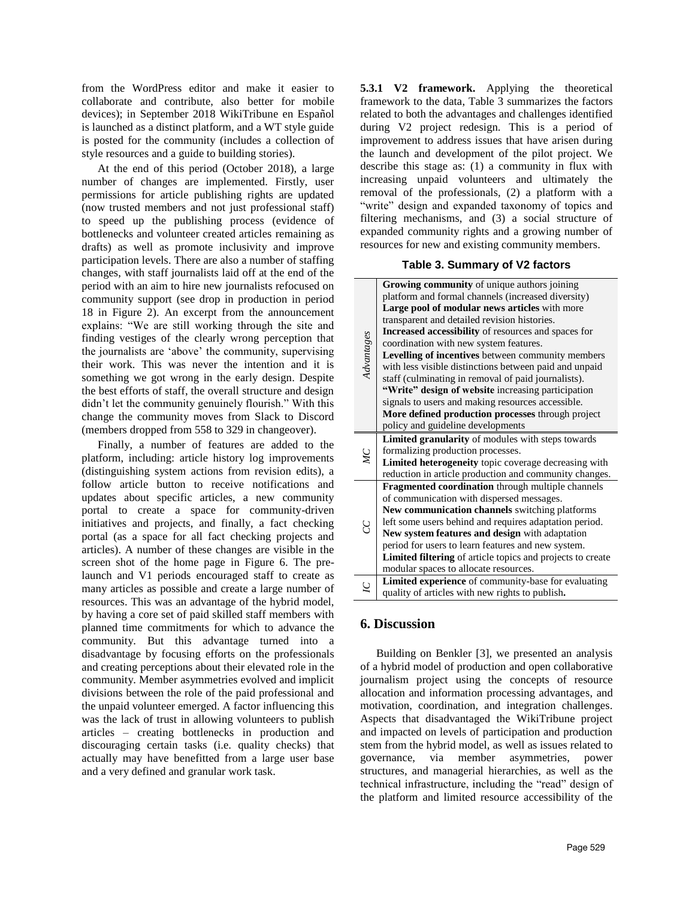from the WordPress editor and make it easier to collaborate and contribute, also better for mobile devices); in September 2018 WikiTribune en Español is launched as a distinct platform, and a WT style guide is posted for the community (includes a collection of style resources and a guide to building stories).

At the end of this period (October 2018), a large number of changes are implemented. Firstly, user permissions for article publishing rights are updated (now trusted members and not just professional staff) to speed up the publishing process (evidence of bottlenecks and volunteer created articles remaining as drafts) as well as promote inclusivity and improve participation levels. There are also a number of staffing changes, with staff journalists laid off at the end of the period with an aim to hire new journalists refocused on community support (see drop in production in period 18 in Figure 2). An excerpt from the announcement explains: "We are still working through the site and finding vestiges of the clearly wrong perception that the journalists are 'above' the community, supervising their work. This was never the intention and it is something we got wrong in the early design. Despite the best efforts of staff, the overall structure and design didn't let the community genuinely flourish." With this change the community moves from Slack to Discord (members dropped from 558 to 329 in changeover).

Finally, a number of features are added to the platform, including: article history log improvements (distinguishing system actions from revision edits), a follow article button to receive notifications and updates about specific articles, a new community portal to create a space for community-driven initiatives and projects, and finally, a fact checking portal (as a space for all fact checking projects and articles). A number of these changes are visible in the screen shot of the home page in Figure 6. The pre-launch and V1 periods encouraged staff to create as many articles as possible and create a large number of resources. This was an advantage of the hybrid model, by having a core set of paid skilled staff members with planned time commitments for which to advance the community. But this advantage turned into a disadvantage by focusing efforts on the professionals and creating perceptions about their elevated role in the community. Member asymmetries evolved and implicit divisions between the role of the paid professional and the unpaid volunteer emerged. A factor influencing this was the lack of trust in allowing volunteers to publish articles – creating bottlenecks in production and discouraging certain tasks (i.e. quality checks) that actually may have benefitted from a large user base and a very defined and granular work task.

**5.3.1 V2 framework.** Applying the theoretical framework to the data, Table 3 summarizes the factors related to both the advantages and challenges identified during V2 project redesign. This is a period of improvement to address issues that have arisen during the launch and development of the pilot project. We describe this stage as: (1) a community in flux with increasing unpaid volunteers and ultimately the removal of the professionals, (2) a platform with a "write" design and expanded taxonomy of topics and filtering mechanisms, and (3) a social structure of expanded community rights and a growing number of resources for new and existing community members.

**Table 3. Summary of V2 factors**

| | |
|---|---|
| *Advantages* | **Growing community** of unique authors joining platform and formal channels (increased diversity)<br>**Large pool of modular news articles** with more transparent and detailed revision histories.<br>**Increased accessibility** of resources and spaces for coordination with new system features.<br>**Levelling of incentives** between community members with less visible distinctions between paid and unpaid staff (culminating in removal of paid journalists).<br>**"Write" design of website** increasing participation signals to users and making resources accessible.<br>**More defined production processes** through project policy and guideline developments |
| *MC* | **Limited granularity** of modules with steps towards formalizing production processes.<br>**Limited heterogeneity** topic coverage decreasing with reduction in article production and community changes. |
| *CC* | **Fragmented coordination** through multiple channels of communication with dispersed messages.<br>**New communication channels** switching platforms left some users behind and requires adaptation period.<br>**New system features and design** with adaptation period for users to learn features and new system.<br>**Limited filtering** of article topics and projects to create modular spaces to allocate resources. |
| *IC* | **Limited experience** of community-base for evaluating quality of articles with new rights to publish. |

## 6. Discussion

Building on Benkler [3], we presented an analysis of a hybrid model of production and open collaborative journalism project using the concepts of resource allocation and information processing advantages, and motivation, coordination, and integration challenges. Aspects that disadvantaged the WikiTribune project and impacted on levels of participation and production stem from the hybrid model, as well as issues related to governance, via member asymmetries, power structures, and managerial hierarchies, as well as the technical infrastructure, including the "read" design of the platform and limited resource accessibility of the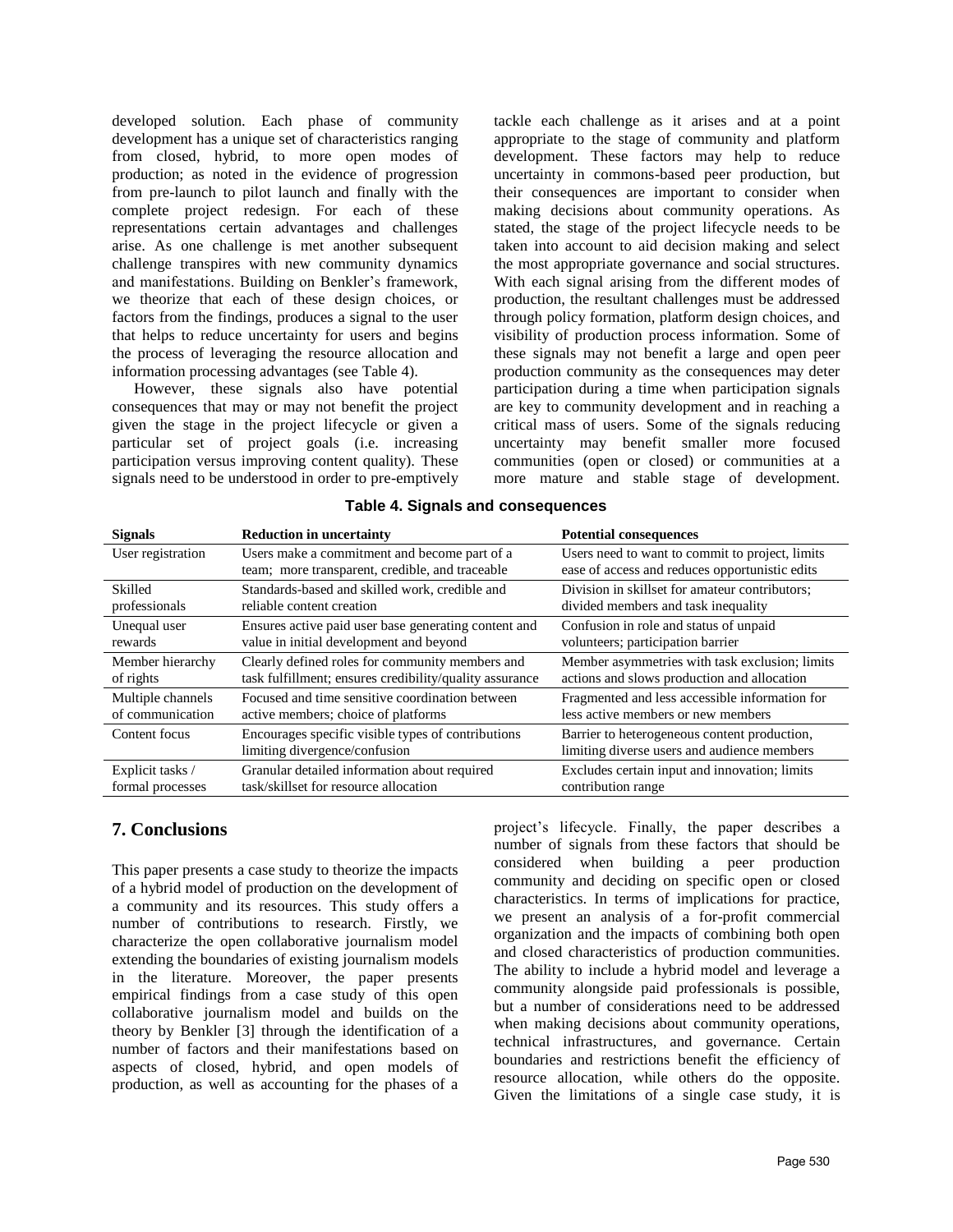developed solution. Each phase of community development has a unique set of characteristics ranging from closed, hybrid, to more open modes of production; as noted in the evidence of progression from pre-launch to pilot launch and finally with the complete project redesign. For each of these representations certain advantages and challenges arise. As one challenge is met another subsequent challenge transpires with new community dynamics and manifestations. Building on Benkler's framework, we theorize that each of these design choices, or factors from the findings, produces a signal to the user that helps to reduce uncertainty for users and begins the process of leveraging the resource allocation and information processing advantages (see Table 4).

However, these signals also have potential consequences that may or may not benefit the project given the stage in the project lifecycle or given a particular set of project goals (i.e. increasing participation versus improving content quality). These signals need to be understood in order to pre-emptively tackle each challenge as it arises and at a point appropriate to the stage of community and platform development. These factors may help to reduce uncertainty in commons-based peer production, but their consequences are important to consider when making decisions about community operations. As stated, the stage of the project lifecycle needs to be taken into account to aid decision making and select the most appropriate governance and social structures. With each signal arising from the different modes of production, the resultant challenges must be addressed through policy formation, platform design choices, and visibility of production process information. Some of these signals may not benefit a large and open peer production community as the consequences may deter participation during a time when participation signals are key to community development and in reaching a critical mass of users. Some of the signals reducing uncertainty may benefit smaller more focused communities (open or closed) or communities at a more mature and stable stage of development.

**Table 4. Signals and consequences**

| Signals | Reduction in uncertainty | Potential consequences |
|---|---|---|
| User registration | Users make a commitment and become part of a team; more transparent, credible, and traceable | Users need to want to commit to project, limits ease of access and reduces opportunistic edits |
| Skilled professionals | Standards-based and skilled work, credible and reliable content creation | Division in skillset for amateur contributors; divided members and task inequality |
| Unequal user rewards | Ensures active paid user base generating content and value in initial development and beyond | Confusion in role and status of unpaid volunteers; participation barrier |
| Member hierarchy of rights | Clearly defined roles for community members and task fulfillment; ensures credibility/quality assurance | Member asymmetries with task exclusion; limits actions and slows production and allocation |
| Multiple channels of communication | Focused and time sensitive coordination between active members; choice of platforms | Fragmented and less accessible information for less active members or new members |
| Content focus | Encourages specific visible types of contributions limiting divergence/confusion | Barrier to heterogeneous content production, limiting diverse users and audience members |
| Explicit tasks / formal processes | Granular detailed information about required task/skillset for resource allocation | Excludes certain input and innovation; limits contribution range |

## 7. Conclusions

This paper presents a case study to theorize the impacts of a hybrid model of production on the development of a community and its resources. This study offers a number of contributions to research. Firstly, we characterize the open collaborative journalism model extending the boundaries of existing journalism models in the literature. Moreover, the paper presents empirical findings from a case study of this open collaborative journalism model and builds on the theory by Benkler [3] through the identification of a number of factors and their manifestations based on aspects of closed, hybrid, and open models of production, as well as accounting for the phases of a project's lifecycle. Finally, the paper describes a number of signals from these factors that should be considered when building a peer production community and deciding on specific open or closed characteristics. In terms of implications for practice, we present an analysis of a for-profit commercial organization and the impacts of combining both open and closed characteristics of production communities. The ability to include a hybrid model and leverage a community alongside paid professionals is possible, but a number of considerations need to be addressed when making decisions about community operations, technical infrastructures, and governance. Certain boundaries and restrictions benefit the efficiency of resource allocation, while others do the opposite. Given the limitations of a single case study, it is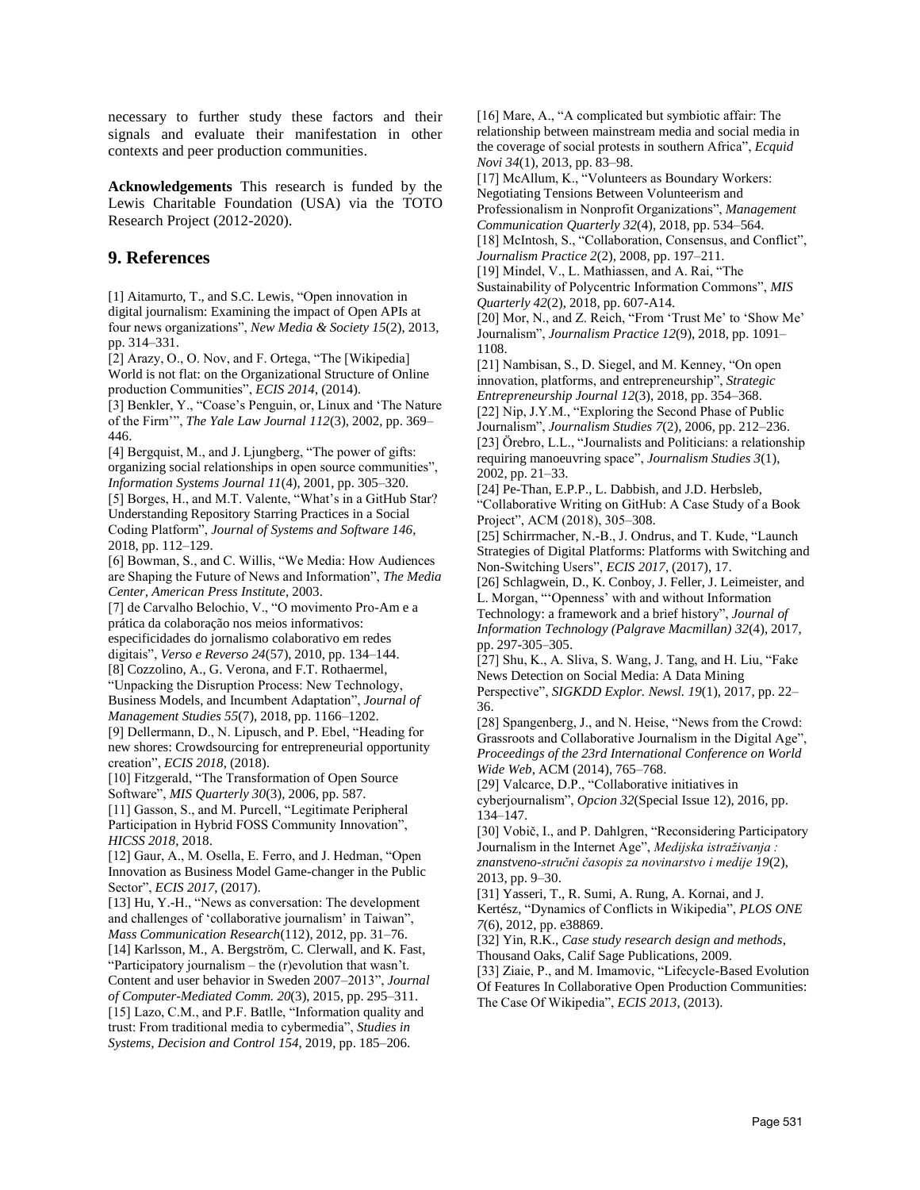necessary to further study these factors and their signals and evaluate their manifestation in other contexts and peer production communities.

**Acknowledgements** This research is funded by the Lewis Charitable Foundation (USA) via the TOTO Research Project (2012-2020).

## 9. References

[1] Aitamurto, T., and S.C. Lewis, "Open innovation in digital journalism: Examining the impact of Open APIs at four news organizations", *New Media & Society 15*(2), 2013, pp. 314–331.

[2] Arazy, O., O. Nov, and F. Ortega, "The [Wikipedia] World is not flat: on the Organizational Structure of Online production Communities", *ECIS 2014*, (2014).

[3] Benkler, Y., "Coase's Penguin, or, Linux and 'The Nature of the Firm'", *The Yale Law Journal 112*(3), 2002, pp. 369–446.

[4] Bergquist, M., and J. Ljungberg, "The power of gifts: organizing social relationships in open source communities", *Information Systems Journal 11*(4), 2001, pp. 305–320.

[5] Borges, H., and M.T. Valente, "What's in a GitHub Star? Understanding Repository Starring Practices in a Social Coding Platform", *Journal of Systems and Software 146*, 2018, pp. 112–129.

[6] Bowman, S., and C. Willis, "We Media: How Audiences are Shaping the Future of News and Information", *The Media Center, American Press Institute*, 2003.

[7] de Carvalho Belochio, V., "O movimento Pro-Am e a prática da colaboração nos meios informativos: especificidades do jornalismo colaborativo em redes digitais", *Verso e Reverso 24*(57), 2010, pp. 134–144.

[8] Cozzolino, A., G. Verona, and F.T. Rothaermel, "Unpacking the Disruption Process: New Technology, Business Models, and Incumbent Adaptation", *Journal of Management Studies 55*(7), 2018, pp. 1166–1202.

[9] Dellermann, D., N. Lipusch, and P. Ebel, "Heading for new shores: Crowdsourcing for entrepreneurial opportunity creation", *ECIS 2018*, (2018).

[10] Fitzgerald, "The Transformation of Open Source Software", *MIS Quarterly 30*(3), 2006, pp. 587.

[11] Gasson, S., and M. Purcell, "Legitimate Peripheral Participation in Hybrid FOSS Community Innovation", *HICSS 2018*, 2018.

[12] Gaur, A., M. Osella, E. Ferro, and J. Hedman, "Open Innovation as Business Model Game-changer in the Public Sector", *ECIS 2017*, (2017).

[13] Hu, Y.-H., "News as conversation: The development and challenges of 'collaborative journalism' in Taiwan", *Mass Communication Research*(112), 2012, pp. 31–76.

[14] Karlsson, M., A. Bergström, C. Clerwall, and K. Fast, "Participatory journalism – the (r)evolution that wasn't. Content and user behavior in Sweden 2007–2013", *Journal of Computer-Mediated Comm. 20*(3), 2015, pp. 295–311.

[15] Lazo, C.M., and P.F. Batlle, "Information quality and trust: From traditional media to cybermedia", *Studies in Systems, Decision and Control 154*, 2019, pp. 185–206.

[16] Mare, A., "A complicated but symbiotic affair: The relationship between mainstream media and social media in the coverage of social protests in southern Africa", *Ecquid Novi 34*(1), 2013, pp. 83–98.

[17] McAllum, K., "Volunteers as Boundary Workers: Negotiating Tensions Between Volunteerism and Professionalism in Nonprofit Organizations", *Management Communication Quarterly 32*(4), 2018, pp. 534–564.

[18] McIntosh, S., "Collaboration, Consensus, and Conflict", *Journalism Practice 2*(2), 2008, pp. 197–211.

[19] Mindel, V., L. Mathiassen, and A. Rai, "The Sustainability of Polycentric Information Commons", *MIS Quarterly 42*(2), 2018, pp. 607-A14.

[20] Mor, N., and Z. Reich, "From 'Trust Me' to 'Show Me' Journalism", *Journalism Practice 12*(9), 2018, pp. 1091–1108.

[21] Nambisan, S., D. Siegel, and M. Kenney, "On open innovation, platforms, and entrepreneurship", *Strategic Entrepreneurship Journal 12*(3), 2018, pp. 354–368.

[22] Nip, J.Y.M., "Exploring the Second Phase of Public Journalism", *Journalism Studies 7*(2), 2006, pp. 212–236.

[23] Örebro, L.L., "Journalists and Politicians: a relationship requiring manoeuvring space", *Journalism Studies 3*(1), 2002, pp. 21–33.

[24] Pe-Than, E.P.P., L. Dabbish, and J.D. Herbsleb, "Collaborative Writing on GitHub: A Case Study of a Book Project", ACM (2018), 305–308.

[25] Schirrmacher, N.-B., J. Ondrus, and T. Kude, "Launch Strategies of Digital Platforms: Platforms with Switching and Non-Switching Users", *ECIS 2017*, (2017), 17.

[26] Schlagwein, D., K. Conboy, J. Feller, J. Leimeister, and L. Morgan, "'Openness' with and without Information Technology: a framework and a brief history", *Journal of Information Technology (Palgrave Macmillan) 32*(4), 2017, pp. 297-305–305.

[27] Shu, K., A. Sliva, S. Wang, J. Tang, and H. Liu, "Fake News Detection on Social Media: A Data Mining Perspective", *SIGKDD Explor. Newsl. 19*(1), 2017, pp. 22–36.

[28] Spangenberg, J., and N. Heise, "News from the Crowd: Grassroots and Collaborative Journalism in the Digital Age", *Proceedings of the 23rd International Conference on World Wide Web*, ACM (2014), 765–768.

[29] Valcarce, D.P., "Collaborative initiatives in cyberjournalism", *Opcion 32*(Special Issue 12), 2016, pp. 134–147.

[30] Vobič, I., and P. Dahlgren, "Reconsidering Participatory Journalism in the Internet Age", *Medijska istraživanja : znanstveno-stručni časopis za novinarstvo i medije 19*(2), 2013, pp. 9–30.

[31] Yasseri, T., R. Sumi, A. Rung, A. Kornai, and J. Kertész, "Dynamics of Conflicts in Wikipedia", *PLOS ONE 7*(6), 2012, pp. e38869.

[32] Yin, R.K., *Case study research design and methods*, Thousand Oaks, Calif Sage Publications, 2009.

[33] Ziaie, P., and M. Imamovic, "Lifecycle-Based Evolution Of Features In Collaborative Open Production Communities: The Case Of Wikipedia", *ECIS 2013*, (2013).